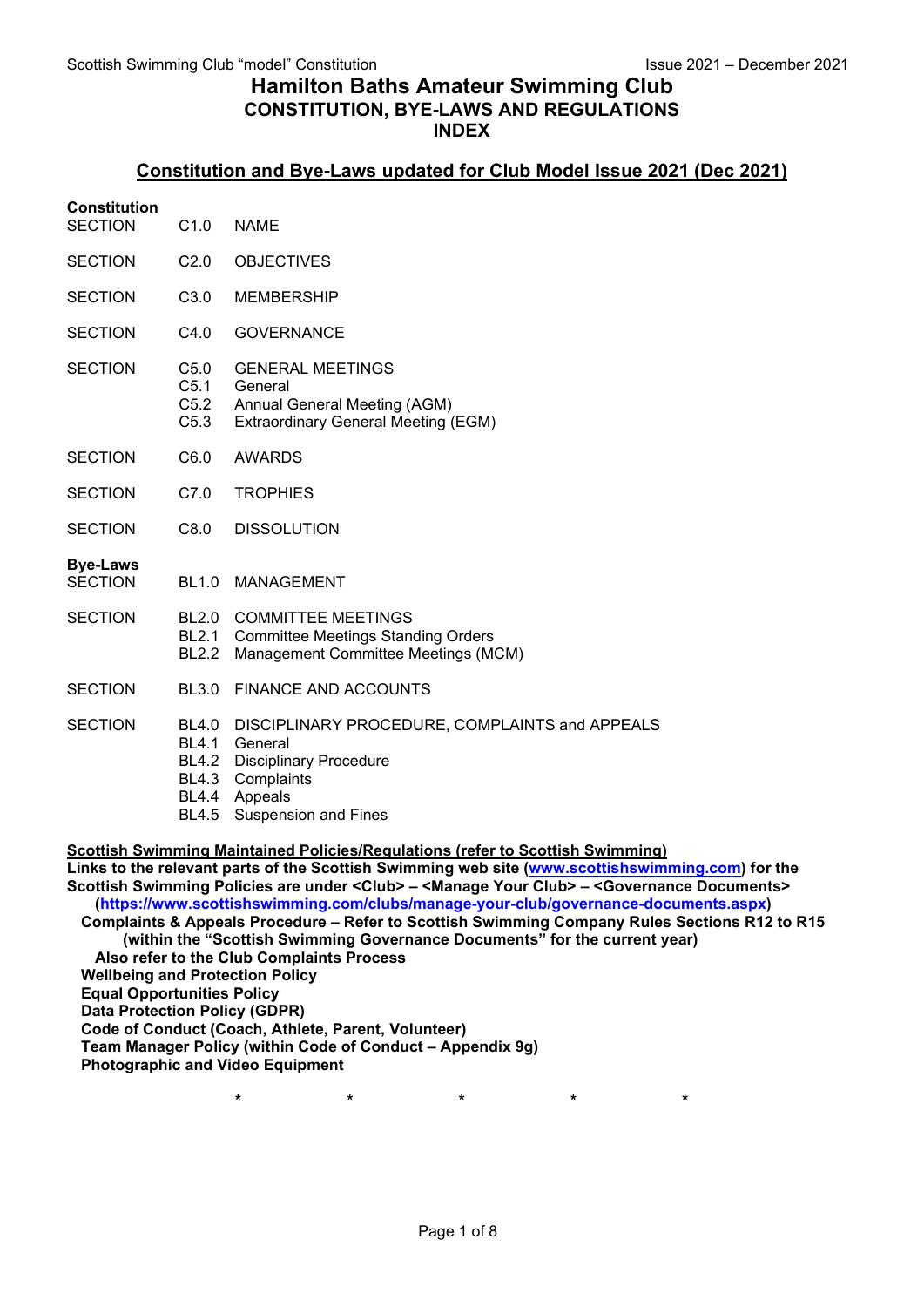# Hamilton Baths Amateur Swimming Club

## CONSTITUTION, BYE-LAWS AND REGULATIONS
## INDEX

**Constitution and Bye-Laws updated for Club Model Issue 2021 (Dec 2021)**

**Constitution**

| | | |
|---|---|---|
| SECTION | C1.0 | NAME |
| SECTION | C2.0 | OBJECTIVES |
| SECTION | C3.0 | MEMBERSHIP |
| SECTION | C4.0 | GOVERNANCE |
| SECTION | C5.0 | GENERAL MEETINGS |
| | C5.1 | General |
| | C5.2 | Annual General Meeting (AGM) |
| | C5.3 | Extraordinary General Meeting (EGM) |
| SECTION | C6.0 | AWARDS |
| SECTION | C7.0 | TROPHIES |
| SECTION | C8.0 | DISSOLUTION |

**Bye-Laws**

| | | |
|---|---|---|
| SECTION | BL1.0 | MANAGEMENT |
| SECTION | BL2.0 | COMMITTEE MEETINGS |
| | BL2.1 | Committee Meetings Standing Orders |
| | BL2.2 | Management Committee Meetings (MCM) |
| SECTION | BL3.0 | FINANCE AND ACCOUNTS |
| SECTION | BL4.0 | DISCIPLINARY PROCEDURE, COMPLAINTS and APPEALS |
| | BL4.1 | General |
| | BL4.2 | Disciplinary Procedure |
| | BL4.3 | Complaints |
| | BL4.4 | Appeals |
| | BL4.5 | Suspension and Fines |

**Scottish Swimming Maintained Policies/Regulations (refer to Scottish Swimming)**

**Links to the relevant parts of the Scottish Swimming web site (www.scottishswimming.com) for the Scottish Swimming Policies are under <Club> – <Manage Your Club> – <Governance Documents> (https://www.scottishswimming.com/clubs/manage-your-club/governance-documents.aspx)**

- **Complaints & Appeals Procedure – Refer to Scottish Swimming Company Rules Sections R12 to R15 (within the "Scottish Swimming Governance Documents" for the current year)**
  - **Also refer to the Club Complaints Process**
- **Wellbeing and Protection Policy**
- **Equal Opportunities Policy**
- **Data Protection Policy (GDPR)**
- **Code of Conduct (Coach, Athlete, Parent, Volunteer)**
- **Team Manager Policy (within Code of Conduct – Appendix 9g)**
- **Photographic and Video Equipment**

\* \* \* \* \*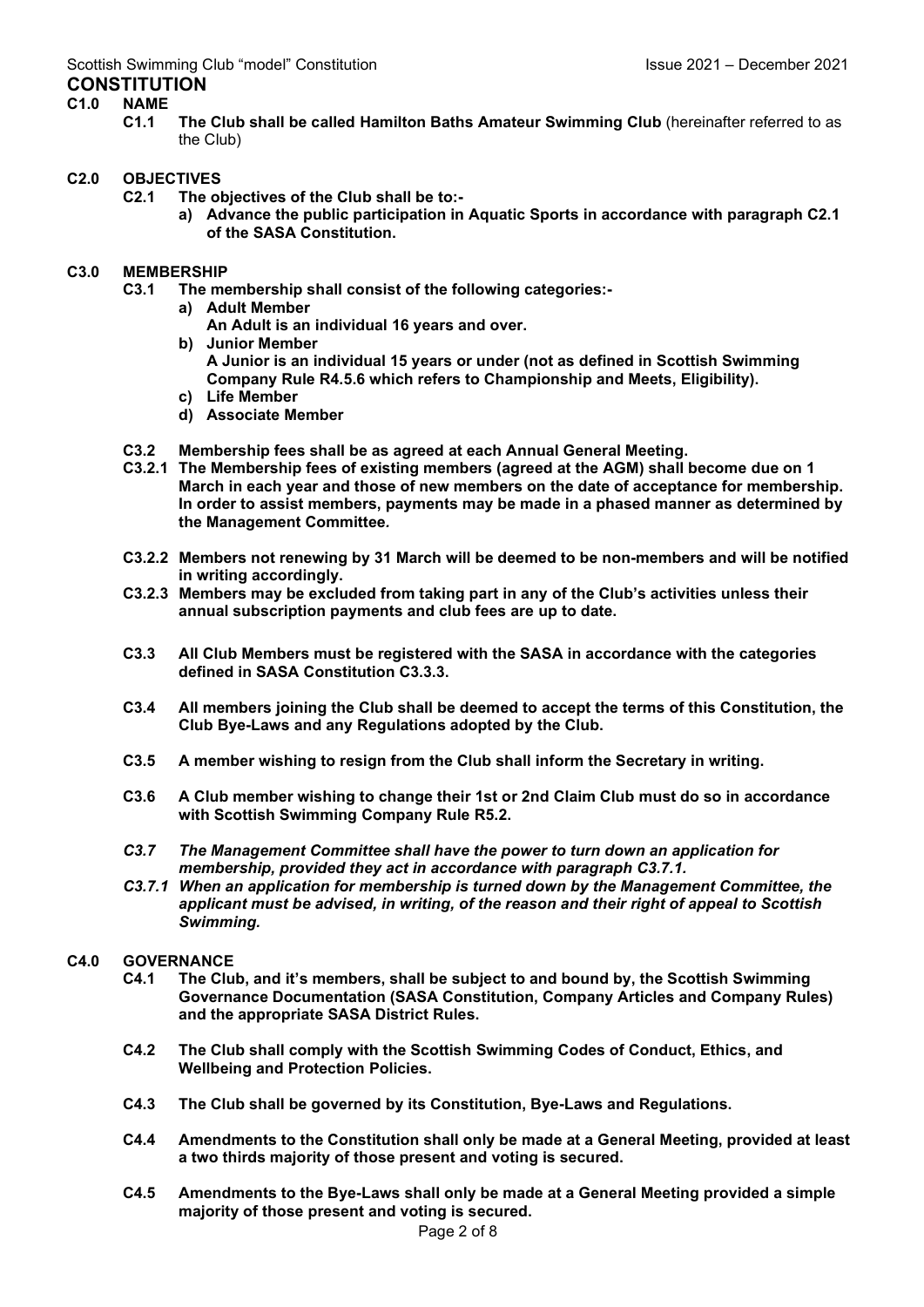# CONSTITUTION

## C1.0 NAME

**C1.1 The Club shall be called Hamilton Baths Amateur Swimming Club** (hereinafter referred to as the Club)

## C2.0 OBJECTIVES

**C2.1 The objectives of the Club shall be to:-**

**a) Advance the public participation in Aquatic Sports in accordance with paragraph C2.1 of the SASA Constitution.**

## C3.0 MEMBERSHIP

**C3.1 The membership shall consist of the following categories:-**

**a) Adult Member**
**An Adult is an individual 16 years and over.**

**b) Junior Member**
**A Junior is an individual 15 years or under (not as defined in Scottish Swimming Company Rule R4.5.6 which refers to Championship and Meets, Eligibility).**

**c) Life Member**

**d) Associate Member**

**C3.2 Membership fees shall be as agreed at each Annual General Meeting.**

**C3.2.1 The Membership fees of existing members (agreed at the AGM) shall become due on 1 March in each year and those of new members on the date of acceptance for membership. In order to assist members, payments may be made in a phased manner as determined by the Management Committee.**

**C3.2.2 Members not renewing by 31 March will be deemed to be non-members and will be notified in writing accordingly.**

**C3.2.3 Members may be excluded from taking part in any of the Club's activities unless their annual subscription payments and club fees are up to date.**

**C3.3 All Club Members must be registered with the SASA in accordance with the categories defined in SASA Constitution C3.3.3.**

**C3.4 All members joining the Club shall be deemed to accept the terms of this Constitution, the Club Bye-Laws and any Regulations adopted by the Club.**

**C3.5 A member wishing to resign from the Club shall inform the Secretary in writing.**

**C3.6 A Club member wishing to change their 1st or 2nd Claim Club must do so in accordance with Scottish Swimming Company Rule R5.2.**

***C3.7 The Management Committee shall have the power to turn down an application for membership, provided they act in accordance with paragraph C3.7.1.***

***C3.7.1 When an application for membership is turned down by the Management Committee, the applicant must be advised, in writing, of the reason and their right of appeal to Scottish Swimming.***

## C4.0 GOVERNANCE

**C4.1 The Club, and it's members, shall be subject to and bound by, the Scottish Swimming Governance Documentation (SASA Constitution, Company Articles and Company Rules) and the appropriate SASA District Rules.**

**C4.2 The Club shall comply with the Scottish Swimming Codes of Conduct, Ethics, and Wellbeing and Protection Policies.**

**C4.3 The Club shall be governed by its Constitution, Bye-Laws and Regulations.**

**C4.4 Amendments to the Constitution shall only be made at a General Meeting, provided at least a two thirds majority of those present and voting is secured.**

**C4.5 Amendments to the Bye-Laws shall only be made at a General Meeting provided a simple majority of those present and voting is secured.**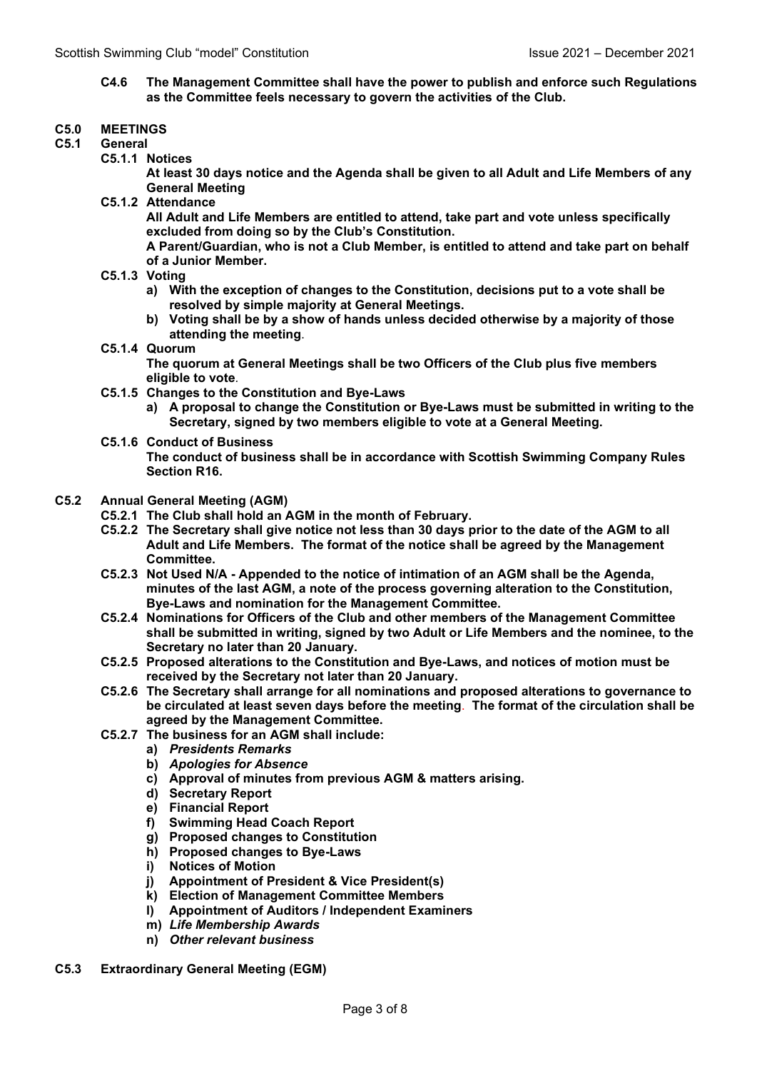**C4.6 The Management Committee shall have the power to publish and enforce such Regulations as the Committee feels necessary to govern the activities of the Club.**

## C5.0 MEETINGS

### C5.1 General

**C5.1.1 Notices**

**At least 30 days notice and the Agenda shall be given to all Adult and Life Members of any General Meeting**

**C5.1.2 Attendance**

**All Adult and Life Members are entitled to attend, take part and vote unless specifically excluded from doing so by the Club's Constitution.**

**A Parent/Guardian, who is not a Club Member, is entitled to attend and take part on behalf of a Junior Member.**

**C5.1.3 Voting**

- **a) With the exception of changes to the Constitution, decisions put to a vote shall be resolved by simple majority at General Meetings.**
- **b) Voting shall be by a show of hands unless decided otherwise by a majority of those attending the meeting.**

**C5.1.4 Quorum**

**The quorum at General Meetings shall be two Officers of the Club plus five members eligible to vote.**

**C5.1.5 Changes to the Constitution and Bye-Laws**

- **a) A proposal to change the Constitution or Bye-Laws must be submitted in writing to the Secretary, signed by two members eligible to vote at a General Meeting.**

**C5.1.6 Conduct of Business**

**The conduct of business shall be in accordance with Scottish Swimming Company Rules Section R16.**

### C5.2 Annual General Meeting (AGM)

**C5.2.1 The Club shall hold an AGM in the month of February.**

**C5.2.2 The Secretary shall give notice not less than 30 days prior to the date of the AGM to all Adult and Life Members. The format of the notice shall be agreed by the Management Committee.**

**C5.2.3 Not Used N/A - Appended to the notice of intimation of an AGM shall be the Agenda, minutes of the last AGM, a note of the process governing alteration to the Constitution, Bye-Laws and nomination for the Management Committee.**

**C5.2.4 Nominations for Officers of the Club and other members of the Management Committee shall be submitted in writing, signed by two Adult or Life Members and the nominee, to the Secretary no later than 20 January.**

**C5.2.5 Proposed alterations to the Constitution and Bye-Laws, and notices of motion must be received by the Secretary not later than 20 January.**

**C5.2.6 The Secretary shall arrange for all nominations and proposed alterations to governance to be circulated at least seven days before the meeting. The format of the circulation shall be agreed by the Management Committee.**

**C5.2.7 The business for an AGM shall include:**

- **a) *Presidents Remarks***
- **b) *Apologies for Absence***
- **c) Approval of minutes from previous AGM & matters arising.**
- **d) Secretary Report**
- **e) Financial Report**
- **f) Swimming Head Coach Report**
- **g) Proposed changes to Constitution**
- **h) Proposed changes to Bye-Laws**
- **i) Notices of Motion**
- **j) Appointment of President & Vice President(s)**
- **k) Election of Management Committee Members**
- **l) Appointment of Auditors / Independent Examiners**
- **m) *Life Membership Awards***
- **n) *Other relevant business***

### C5.3 Extraordinary General Meeting (EGM)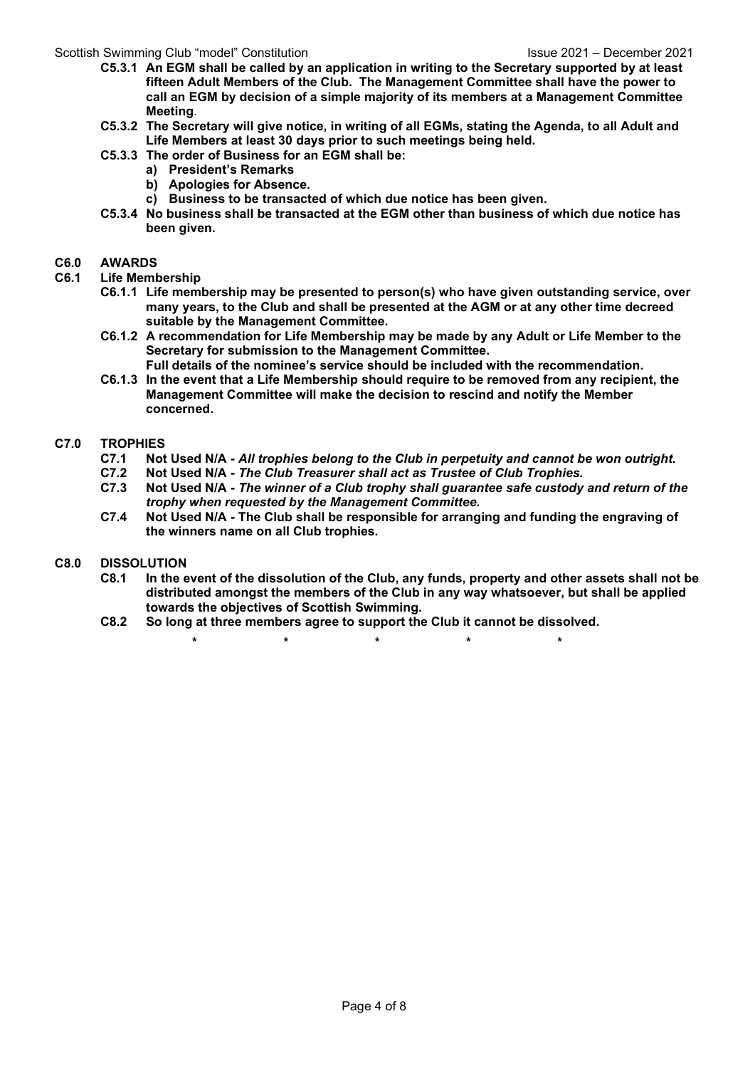**C5.3.1 An EGM shall be called by an application in writing to the Secretary supported by at least fifteen Adult Members of the Club. The Management Committee shall have the power to call an EGM by decision of a simple majority of its members at a Management Committee Meeting**.

**C5.3.2 The Secretary will give notice, in writing of all EGMs, stating the Agenda, to all Adult and Life Members at least 30 days prior to such meetings being held.**

**C5.3.3 The order of Business for an EGM shall be:**

**a) President's Remarks**
**b) Apologies for Absence.**
**c) Business to be transacted of which due notice has been given.**

**C5.3.4 No business shall be transacted at the EGM other than business of which due notice has been given.**

## C6.0 AWARDS

### C6.1 Life Membership

**C6.1.1 Life membership may be presented to person(s) who have given outstanding service, over many years, to the Club and shall be presented at the AGM or at any other time decreed suitable by the Management Committee.**

**C6.1.2 A recommendation for Life Membership may be made by any Adult or Life Member to the Secretary for submission to the Management Committee.**
**Full details of the nominee's service should be included with the recommendation.**

**C6.1.3 In the event that a Life Membership should require to be removed from any recipient, the Management Committee will make the decision to rescind and notify the Member concerned.**

## C7.0 TROPHIES

**C7.1 Not Used N/A -** ***All trophies belong to the Club in perpetuity and cannot be won outright.***

**C7.2 Not Used N/A -** ***The Club Treasurer shall act as Trustee of Club Trophies.***

**C7.3 Not Used N/A -** ***The winner of a Club trophy shall guarantee safe custody and return of the trophy when requested by the Management Committee.***

**C7.4 Not Used N/A - The Club shall be responsible for arranging and funding the engraving of the winners name on all Club trophies.**

## C8.0 DISSOLUTION

**C8.1 In the event of the dissolution of the Club, any funds, property and other assets shall not be distributed amongst the members of the Club in any way whatsoever, but shall be applied towards the objectives of Scottish Swimming.**

**C8.2 So long at three members agree to support the Club it cannot be dissolved.**

\* \* \* \* \*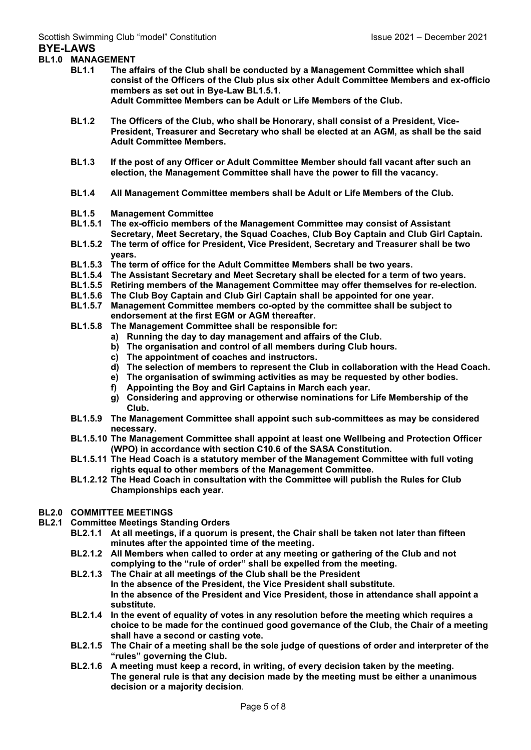# BYE-LAWS

## BL1.0 MANAGEMENT

**BL1.1** **The affairs of the Club shall be conducted by a Management Committee which shall consist of the Officers of the Club plus six other Adult Committee Members and ex-officio members as set out in Bye-Law BL1.5.1.**
**Adult Committee Members can be Adult or Life Members of the Club.**

**BL1.2** **The Officers of the Club, who shall be Honorary, shall consist of a President, Vice-President, Treasurer and Secretary who shall be elected at an AGM, as shall be the said Adult Committee Members.**

**BL1.3** **If the post of any Officer or Adult Committee Member should fall vacant after such an election, the Management Committee shall have the power to fill the vacancy.**

**BL1.4** **All Management Committee members shall be Adult or Life Members of the Club.**

**BL1.5** **Management Committee**

**BL1.5.1** **The ex-officio members of the Management Committee may consist of Assistant Secretary, Meet Secretary, the Squad Coaches, Club Boy Captain and Club Girl Captain.**

**BL1.5.2** **The term of office for President, Vice President, Secretary and Treasurer shall be two years.**

**BL1.5.3** **The term of office for the Adult Committee Members shall be two years.**

**BL1.5.4** **The Assistant Secretary and Meet Secretary shall be elected for a term of two years.**

**BL1.5.5** **Retiring members of the Management Committee may offer themselves for re-election.**

**BL1.5.6** **The Club Boy Captain and Club Girl Captain shall be appointed for one year.**

**BL1.5.7** **Management Committee members co-opted by the committee shall be subject to endorsement at the first EGM or AGM thereafter.**

**BL1.5.8** **The Management Committee shall be responsible for:**

a) **Running the day to day management and affairs of the Club.**
b) **The organisation and control of all members during Club hours.**
c) **The appointment of coaches and instructors.**
d) **The selection of members to represent the Club in collaboration with the Head Coach.**
e) **The organisation of swimming activities as may be requested by other bodies.**
f) **Appointing the Boy and Girl Captains in March each year.**
g) **Considering and approving or otherwise nominations for Life Membership of the Club.**

**BL1.5.9** **The Management Committee shall appoint such sub-committees as may be considered necessary.**

**BL1.5.10** **The Management Committee shall appoint at least one Wellbeing and Protection Officer (WPO) in accordance with section C10.6 of the SASA Constitution.**

**BL1.5.11** **The Head Coach is a statutory member of the Management Committee with full voting rights equal to other members of the Management Committee.**

**BL1.2.12** **The Head Coach in consultation with the Committee will publish the Rules for Club Championships each year.**

## BL2.0 COMMITTEE MEETINGS

### BL2.1 Committee Meetings Standing Orders

**BL2.1.1** **At all meetings, if a quorum is present, the Chair shall be taken not later than fifteen minutes after the appointed time of the meeting.**

**BL2.1.2** **All Members when called to order at any meeting or gathering of the Club and not complying to the "rule of order" shall be expelled from the meeting.**

**BL2.1.3** **The Chair at all meetings of the Club shall be the President**
**In the absence of the President, the Vice President shall substitute.**
**In the absence of the President and Vice President, those in attendance shall appoint a substitute.**

**BL2.1.4** **In the event of equality of votes in any resolution before the meeting which requires a choice to be made for the continued good governance of the Club, the Chair of a meeting shall have a second or casting vote.**

**BL2.1.5** **The Chair of a meeting shall be the sole judge of questions of order and interpreter of the "rules" governing the Club.**

**BL2.1.6** **A meeting must keep a record, in writing, of every decision taken by the meeting.**
**The general rule is that any decision made by the meeting must be either a unanimous decision or a majority decision**.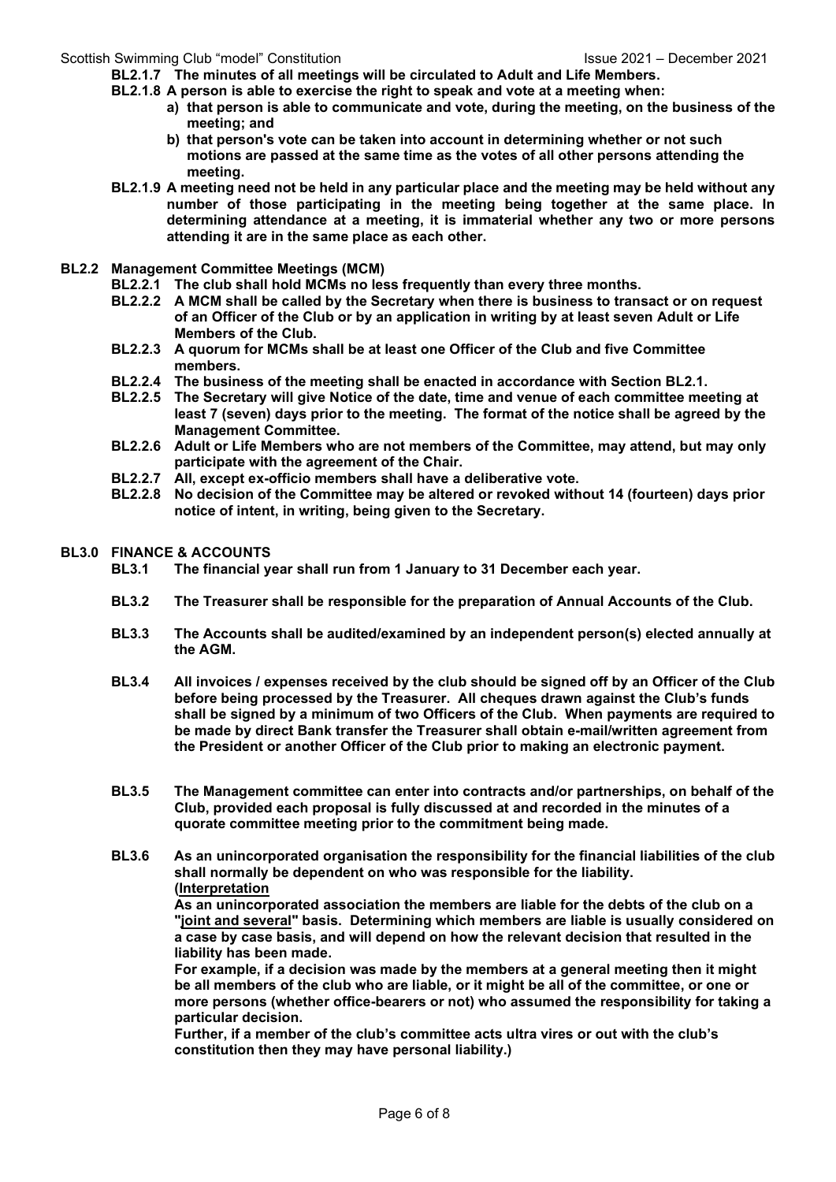**BL2.1.7 The minutes of all meetings will be circulated to Adult and Life Members.**

**BL2.1.8 A person is able to exercise the right to speak and vote at a meeting when:**

- **a) that person is able to communicate and vote, during the meeting, on the business of the meeting; and**
- **b) that person's vote can be taken into account in determining whether or not such motions are passed at the same time as the votes of all other persons attending the meeting.**

**BL2.1.9 A meeting need not be held in any particular place and the meeting may be held without any number of those participating in the meeting being together at the same place. In determining attendance at a meeting, it is immaterial whether any two or more persons attending it are in the same place as each other.**

## BL2.2 Management Committee Meetings (MCM)

**BL2.2.1 The club shall hold MCMs no less frequently than every three months.**

**BL2.2.2 A MCM shall be called by the Secretary when there is business to transact or on request of an Officer of the Club or by an application in writing by at least seven Adult or Life Members of the Club.**

**BL2.2.3 A quorum for MCMs shall be at least one Officer of the Club and five Committee members.**

**BL2.2.4 The business of the meeting shall be enacted in accordance with Section BL2.1.**

**BL2.2.5 The Secretary will give Notice of the date, time and venue of each committee meeting at least 7 (seven) days prior to the meeting. The format of the notice shall be agreed by the Management Committee.**

**BL2.2.6 Adult or Life Members who are not members of the Committee, may attend, but may only participate with the agreement of the Chair.**

**BL2.2.7 All, except ex-officio members shall have a deliberative vote.**

**BL2.2.8 No decision of the Committee may be altered or revoked without 14 (fourteen) days prior notice of intent, in writing, being given to the Secretary.**

# BL3.0 FINANCE & ACCOUNTS

**BL3.1 The financial year shall run from 1 January to 31 December each year.**

**BL3.2 The Treasurer shall be responsible for the preparation of Annual Accounts of the Club.**

**BL3.3 The Accounts shall be audited/examined by an independent person(s) elected annually at the AGM.**

**BL3.4 All invoices / expenses received by the club should be signed off by an Officer of the Club before being processed by the Treasurer. All cheques drawn against the Club's funds shall be signed by a minimum of two Officers of the Club. When payments are required to be made by direct Bank transfer the Treasurer shall obtain e-mail/written agreement from the President or another Officer of the Club prior to making an electronic payment.**

**BL3.5 The Management committee can enter into contracts and/or partnerships, on behalf of the Club, provided each proposal is fully discussed at and recorded in the minutes of a quorate committee meeting prior to the commitment being made.**

**BL3.6 As an unincorporated organisation the responsibility for the financial liabilities of the club shall normally be dependent on who was responsible for the liability.**
**(<u>Interpretation</u>**
**As an unincorporated association the members are liable for the debts of the club on a "<u>joint and several</u>" basis. Determining which members are liable is usually considered on a case by case basis, and will depend on how the relevant decision that resulted in the liability has been made.**
**For example, if a decision was made by the members at a general meeting then it might be all members of the club who are liable, or it might be all of the committee, or one or more persons (whether office-bearers or not) who assumed the responsibility for taking a particular decision.**
**Further, if a member of the club's committee acts ultra vires or out with the club's constitution then they may have personal liability.)**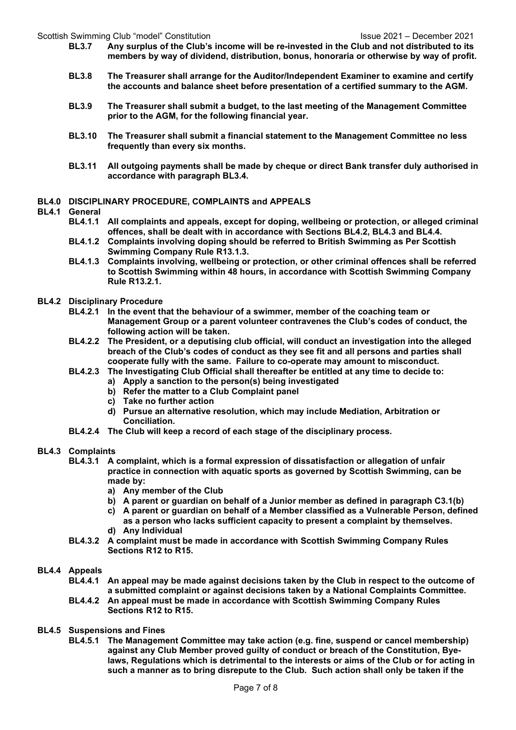**BL3.7 Any surplus of the Club's income will be re-invested in the Club and not distributed to its members by way of dividend, distribution, bonus, honoraria or otherwise by way of profit.**

**BL3.8 The Treasurer shall arrange for the Auditor/Independent Examiner to examine and certify the accounts and balance sheet before presentation of a certified summary to the AGM.**

**BL3.9 The Treasurer shall submit a budget, to the last meeting of the Management Committee prior to the AGM, for the following financial year.**

**BL3.10 The Treasurer shall submit a financial statement to the Management Committee no less frequently than every six months.**

**BL3.11 All outgoing payments shall be made by cheque or direct Bank transfer duly authorised in accordance with paragraph BL3.4.**

## BL4.0 DISCIPLINARY PROCEDURE, COMPLAINTS and APPEALS

### BL4.1 General

**BL4.1.1 All complaints and appeals, except for doping, wellbeing or protection, or alleged criminal offences, shall be dealt with in accordance with Sections BL4.2, BL4.3 and BL4.4.**

**BL4.1.2 Complaints involving doping should be referred to British Swimming as Per Scottish Swimming Company Rule R13.1.3.**

**BL4.1.3 Complaints involving, wellbeing or protection, or other criminal offences shall be referred to Scottish Swimming within 48 hours, in accordance with Scottish Swimming Company Rule R13.2.1.**

### BL4.2 Disciplinary Procedure

**BL4.2.1 In the event that the behaviour of a swimmer, member of the coaching team or Management Group or a parent volunteer contravenes the Club's codes of conduct, the following action will be taken.**

**BL4.2.2 The President, or a deputising club official, will conduct an investigation into the alleged breach of the Club's codes of conduct as they see fit and all persons and parties shall cooperate fully with the same. Failure to co-operate may amount to misconduct.**

**BL4.2.3 The Investigating Club Official shall thereafter be entitled at any time to decide to:**

**a) Apply a sanction to the person(s) being investigated**

**b) Refer the matter to a Club Complaint panel**

**c) Take no further action**

**d) Pursue an alternative resolution, which may include Mediation, Arbitration or Conciliation.**

**BL4.2.4 The Club will keep a record of each stage of the disciplinary process.**

### BL4.3 Complaints

**BL4.3.1 A complaint, which is a formal expression of dissatisfaction or allegation of unfair practice in connection with aquatic sports as governed by Scottish Swimming, can be made by:**

**a) Any member of the Club**

**b) A parent or guardian on behalf of a Junior member as defined in paragraph C3.1(b)**

**c) A parent or guardian on behalf of a Member classified as a Vulnerable Person, defined as a person who lacks sufficient capacity to present a complaint by themselves.**

**d) Any Individual**

**BL4.3.2 A complaint must be made in accordance with Scottish Swimming Company Rules Sections R12 to R15.**

### BL4.4 Appeals

**BL4.4.1 An appeal may be made against decisions taken by the Club in respect to the outcome of a submitted complaint or against decisions taken by a National Complaints Committee.**

**BL4.4.2 An appeal must be made in accordance with Scottish Swimming Company Rules Sections R12 to R15.**

### BL4.5 Suspensions and Fines

**BL4.5.1 The Management Committee may take action (e.g. fine, suspend or cancel membership) against any Club Member proved guilty of conduct or breach of the Constitution, Bye-laws, Regulations which is detrimental to the interests or aims of the Club or for acting in such a manner as to bring disrepute to the Club. Such action shall only be taken if the**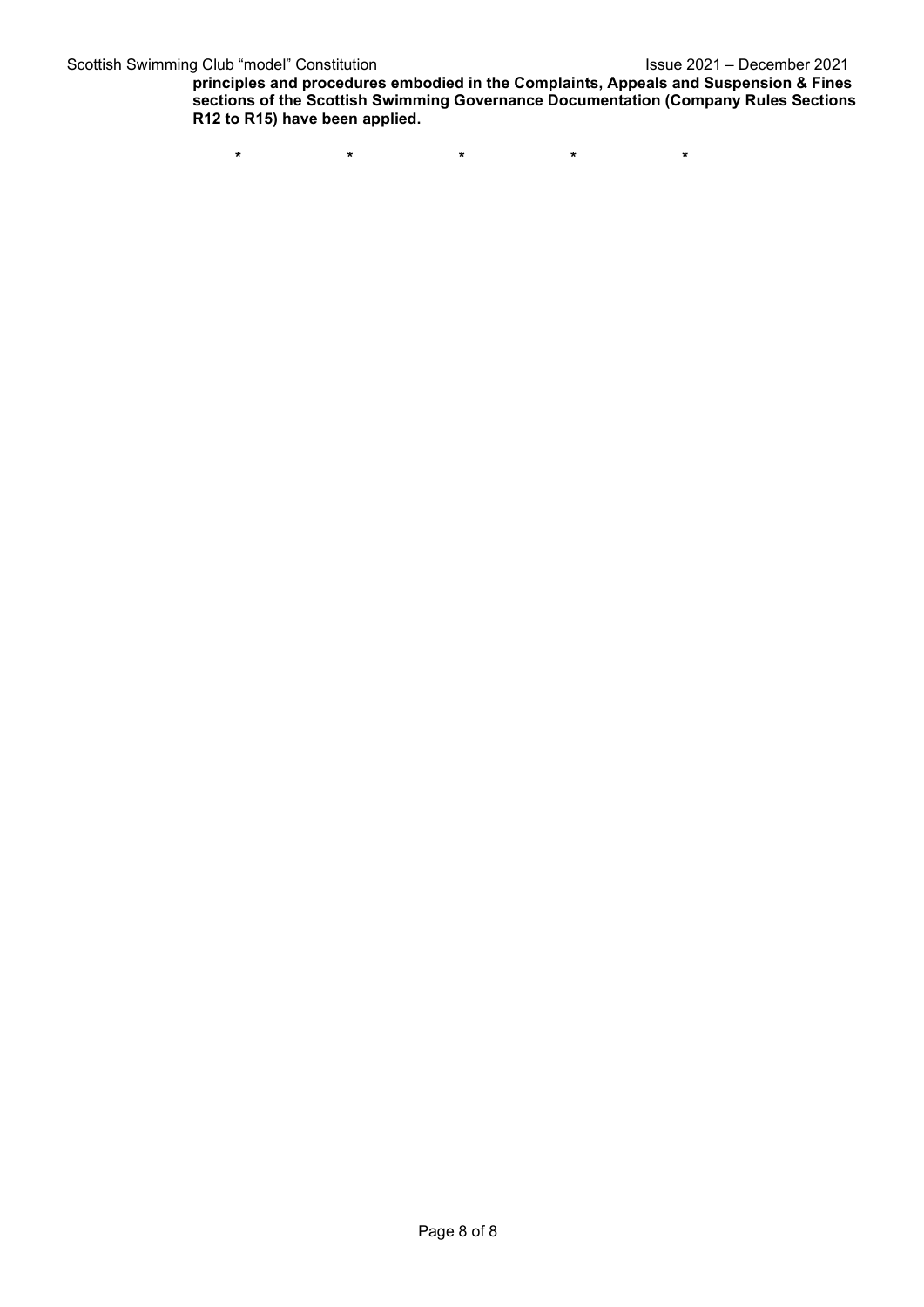**principles and procedures embodied in the Complaints, Appeals and Suspension & Fines sections of the Scottish Swimming Governance Documentation (Company Rules Sections R12 to R15) have been applied.**

\* \* \* \* \*